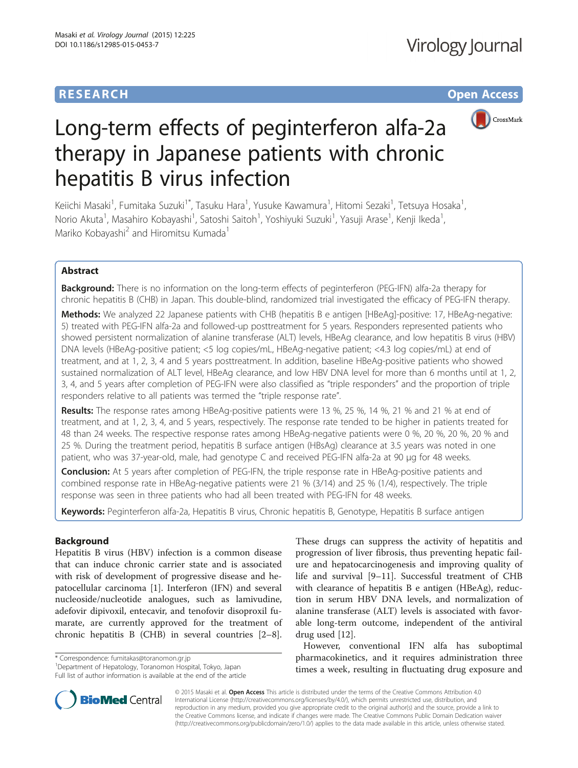**RESEARCH** **Open Access**

# Long-term effects of peginterferon alfa-2a therapy in Japanese patients with chronic hepatitis B virus infection

Keiichi Masaki[1], Fumitaka Suzuki[1*], Tasuku Hara[1], Yusuke Kawamura[1], Hitomi Sezaki[1], Tetsuya Hosaka[1], Norio Akuta[1], Masahiro Kobayashi[1], Satoshi Saitoh[1], Yoshiyuki Suzuki[1], Yasuji Arase[1], Kenji Ikeda[1], Mariko Kobayashi[2] and Hiromitsu Kumada[1]

## Abstract

**Background:** There is no information on the long-term effects of peginterferon (PEG-IFN) alfa-2a therapy for chronic hepatitis B (CHB) in Japan. This double-blind, randomized trial investigated the efficacy of PEG-IFN therapy.

**Methods:** We analyzed 22 Japanese patients with CHB (hepatitis B e antigen [HBeAg]-positive: 17, HBeAg-negative: 5) treated with PEG-IFN alfa-2a and followed-up posttreatment for 5 years. Responders represented patients who showed persistent normalization of alanine transferase (ALT) levels, HBeAg clearance, and low hepatitis B virus (HBV) DNA levels (HBeAg-positive patient; <5 log copies/mL, HBeAg-negative patient; <4.3 log copies/mL) at end of treatment, and at 1, 2, 3, 4 and 5 years posttreatment. In addition, baseline HBeAg-positive patients who showed sustained normalization of ALT level, HBeAg clearance, and low HBV DNA level for more than 6 months until at 1, 2, 3, 4, and 5 years after completion of PEG-IFN were also classified as "triple responders" and the proportion of triple responders relative to all patients was termed the "triple response rate".

**Results:** The response rates among HBeAg-positive patients were 13 %, 25 %, 14 %, 21 % and 21 % at end of treatment, and at 1, 2, 3, 4, and 5 years, respectively. The response rate tended to be higher in patients treated for 48 than 24 weeks. The respective response rates among HBeAg-negative patients were 0 %, 20 %, 20 %, 20 % and 25 %. During the treatment period, hepatitis B surface antigen (HBsAg) clearance at 3.5 years was noted in one patient, who was 37-year-old, male, had genotype C and received PEG-IFN alfa-2a at 90 μg for 48 weeks.

**Conclusion:** At 5 years after completion of PEG-IFN, the triple response rate in HBeAg-positive patients and combined response rate in HBeAg-negative patients were 21 % (3/14) and 25 % (1/4), respectively. The triple response was seen in three patients who had all been treated with PEG-IFN for 48 weeks.

**Keywords:** Peginterferon alfa-2a, Hepatitis B virus, Chronic hepatitis B, Genotype, Hepatitis B surface antigen

## Background

Hepatitis B virus (HBV) infection is a common disease that can induce chronic carrier state and is associated with risk of development of progressive disease and hepatocellular carcinoma [1]. Interferon (IFN) and several nucleoside/nucleotide analogues, such as lamivudine, adefovir dipivoxil, entecavir, and tenofovir disoproxil fumarate, are currently approved for the treatment of chronic hepatitis B (CHB) in several countries [2–8]. These drugs can suppress the activity of hepatitis and progression of liver fibrosis, thus preventing hepatic failure and hepatocarcinogenesis and improving quality of life and survival [9–11]. Successful treatment of CHB with clearance of hepatitis B e antigen (HBeAg), reduction in serum HBV DNA levels, and normalization of alanine transferase (ALT) levels is associated with favorable long-term outcome, independent of the antiviral drug used [12].

However, conventional IFN alfa has suboptimal pharmacokinetics, and it requires administration three times a week, resulting in fluctuating drug exposure and

\* Correspondence: fumitakas@toranomon.gr.jp
[1]Department of Hepatology, Toranomon Hospital, Tokyo, Japan
Full list of author information is available at the end of the article

© 2015 Masaki et al. **Open Access** This article is distributed under the terms of the Creative Commons Attribution 4.0 International License (http://creativecommons.org/licenses/by/4.0/), which permits unrestricted use, distribution, and reproduction in any medium, provided you give appropriate credit to the original author(s) and the source, provide a link to the Creative Commons license, and indicate if changes were made. The Creative Commons Public Domain Dedication waiver (http://creativecommons.org/publicdomain/zero/1.0/) applies to the data made available in this article, unless otherwise stated.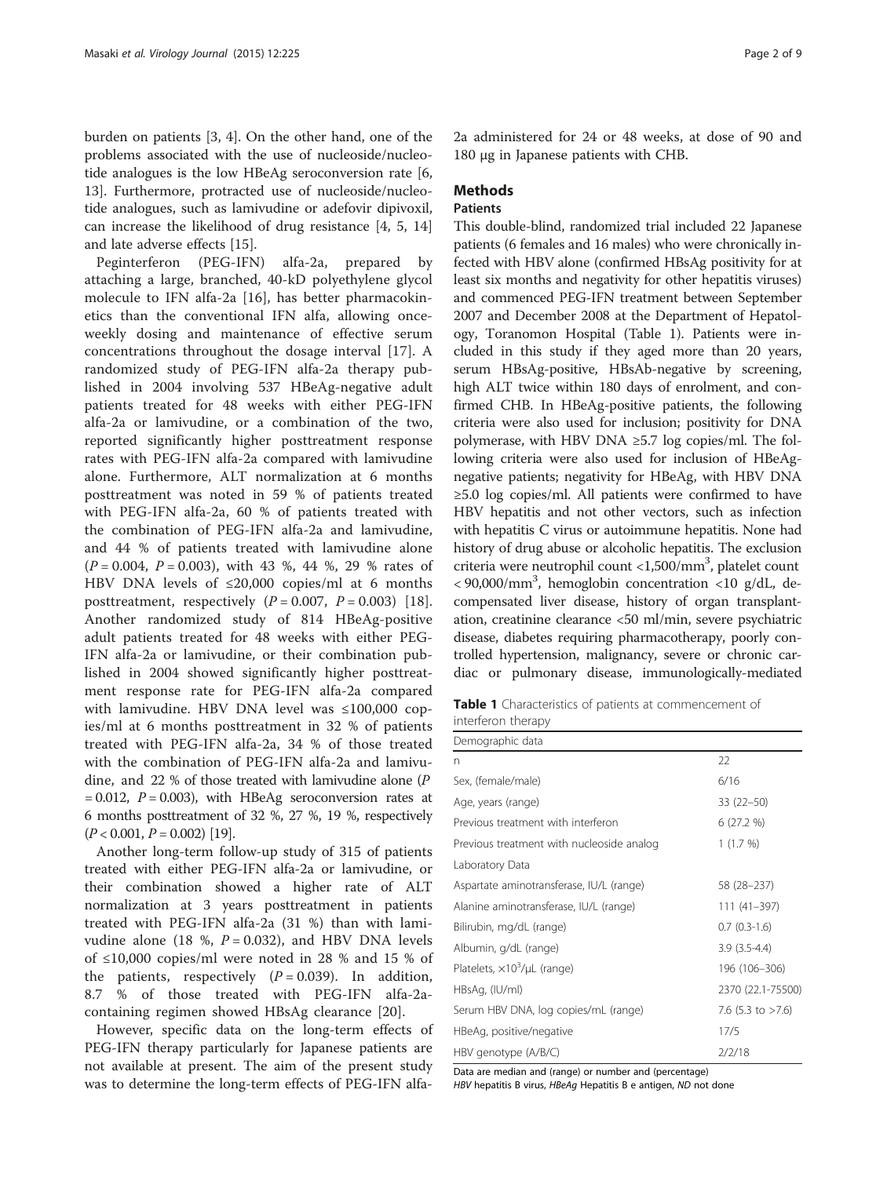burden on patients [3, 4]. On the other hand, one of the problems associated with the use of nucleoside/nucleotide analogues is the low HBeAg seroconversion rate [6, 13]. Furthermore, protracted use of nucleoside/nucleotide analogues, such as lamivudine or adefovir dipivoxil, can increase the likelihood of drug resistance [4, 5, 14] and late adverse effects [15].

Peginterferon (PEG-IFN) alfa-2a, prepared by attaching a large, branched, 40-kD polyethylene glycol molecule to IFN alfa-2a [16], has better pharmacokinetics than the conventional IFN alfa, allowing once-weekly dosing and maintenance of effective serum concentrations throughout the dosage interval [17]. A randomized study of PEG-IFN alfa-2a therapy published in 2004 involving 537 HBeAg-negative adult patients treated for 48 weeks with either PEG-IFN alfa-2a or lamivudine, or a combination of the two, reported significantly higher posttreatment response rates with PEG-IFN alfa-2a compared with lamivudine alone. Furthermore, ALT normalization at 6 months posttreatment was noted in 59 % of patients treated with PEG-IFN alfa-2a, 60 % of patients treated with the combination of PEG-IFN alfa-2a and lamivudine, and 44 % of patients treated with lamivudine alone ($P = 0.004$, $P = 0.003$), with 43 %, 44 %, 29 % rates of HBV DNA levels of ≤20,000 copies/ml at 6 months posttreatment, respectively ($P = 0.007$, $P = 0.003$) [18]. Another randomized study of 814 HBeAg-positive adult patients treated for 48 weeks with either PEG-IFN alfa-2a or lamivudine, or their combination published in 2004 showed significantly higher posttreatment response rate for PEG-IFN alfa-2a compared with lamivudine. HBV DNA level was ≤100,000 copies/ml at 6 months posttreatment in 32 % of patients treated with PEG-IFN alfa-2a, 34 % of those treated with the combination of PEG-IFN alfa-2a and lamivudine, and 22 % of those treated with lamivudine alone ($P = 0.012$, $P = 0.003$), with HBeAg seroconversion rates at 6 months posttreatment of 32 %, 27 %, 19 %, respectively ($P < 0.001$, $P = 0.002$) [19].

Another long-term follow-up study of 315 of patients treated with either PEG-IFN alfa-2a or lamivudine, or their combination showed a higher rate of ALT normalization at 3 years posttreatment in patients treated with PEG-IFN alfa-2a (31 %) than with lamivudine alone (18 %, $P = 0.032$), and HBV DNA levels of ≤10,000 copies/ml were noted in 28 % and 15 % of the patients, respectively ($P = 0.039$). In addition, 8.7 % of those treated with PEG-IFN alfa-2a-containing regimen showed HBsAg clearance [20].

However, specific data on the long-term effects of PEG-IFN therapy particularly for Japanese patients are not available at present. The aim of the present study was to determine the long-term effects of PEG-IFN alfa-2a administered for 24 or 48 weeks, at dose of 90 and 180 μg in Japanese patients with CHB.

## Methods

### Patients

This double-blind, randomized trial included 22 Japanese patients (6 females and 16 males) who were chronically infected with HBV alone (confirmed HBsAg positivity for at least six months and negativity for other hepatitis viruses) and commenced PEG-IFN treatment between September 2007 and December 2008 at the Department of Hepatology, Toranomon Hospital (Table 1). Patients were included in this study if they aged more than 20 years, serum HBsAg-positive, HBsAb-negative by screening, high ALT twice within 180 days of enrolment, and confirmed CHB. In HBeAg-positive patients, the following criteria were also used for inclusion; positivity for DNA polymerase, with HBV DNA ≥5.7 log copies/ml. The following criteria were also used for inclusion of HBeAg-negative patients; negativity for HBeAg, with HBV DNA ≥5.0 log copies/ml. All patients were confirmed to have HBV hepatitis and not other vectors, such as infection with hepatitis C virus or autoimmune hepatitis. None had history of drug abuse or alcoholic hepatitis. The exclusion criteria were neutrophil count <1,500/mm$^3$, platelet count < 90,000/mm$^3$, hemoglobin concentration <10 g/dL, decompensated liver disease, history of organ transplantation, creatinine clearance <50 ml/min, severe psychiatric disease, diabetes requiring pharmacotherapy, poorly controlled hypertension, malignancy, severe or chronic cardiac or pulmonary disease, immunologically-mediated

**Table 1** Characteristics of patients at commencement of interferon therapy

| Demographic data | |
|---|---|
| n | 22 |
| Sex, (female/male) | 6/16 |
| Age, years (range) | 33 (22–50) |
| Previous treatment with interferon | 6 (27.2 %) |
| Previous treatment with nucleoside analog | 1 (1.7 %) |
| Laboratory Data | |
| Aspartate aminotransferase, IU/L (range) | 58 (28–237) |
| Alanine aminotransferase, IU/L (range) | 111 (41–397) |
| Bilirubin, mg/dL (range) | 0.7 (0.3-1.6) |
| Albumin, g/dL (range) | 3.9 (3.5-4.4) |
| Platelets, $\times 10^3/\mu$L (range) | 196 (106–306) |
| HBsAg, (IU/ml) | 2370 (22.1-75500) |
| Serum HBV DNA, log copies/mL (range) | 7.6 (5.3 to >7.6) |
| HBeAg, positive/negative | 17/5 |
| HBV genotype (A/B/C) | 2/2/18 |

Data are median and (range) or number and (percentage)

*HBV* hepatitis B virus, *HBeAg* Hepatitis B e antigen, *ND* not done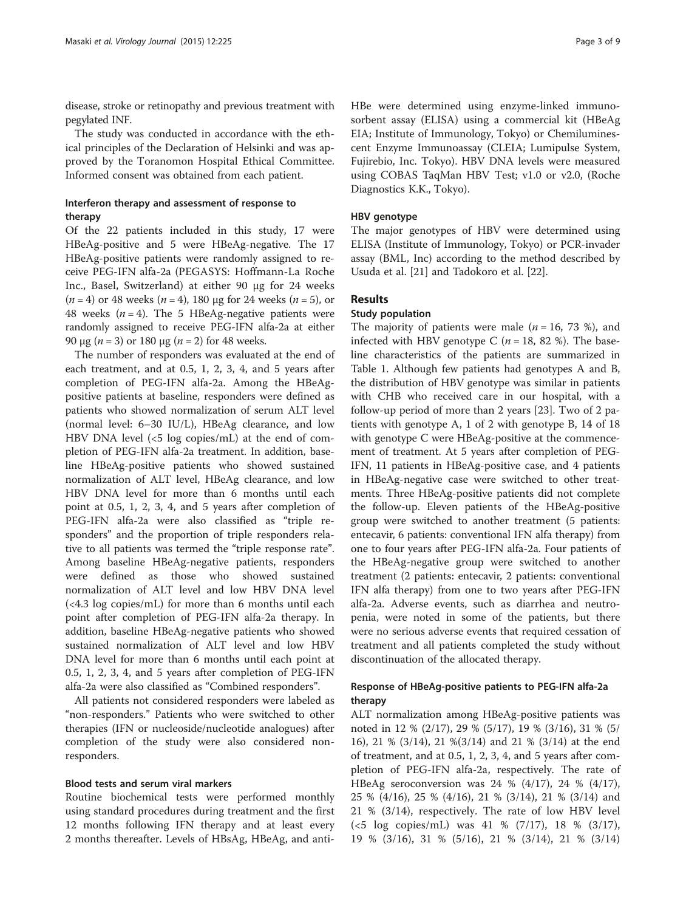disease, stroke or retinopathy and previous treatment with pegylated INF.

The study was conducted in accordance with the ethical principles of the Declaration of Helsinki and was approved by the Toranomon Hospital Ethical Committee. Informed consent was obtained from each patient.

### Interferon therapy and assessment of response to therapy

Of the 22 patients included in this study, 17 were HBeAg-positive and 5 were HBeAg-negative. The 17 HBeAg-positive patients were randomly assigned to receive PEG-IFN alfa-2a (PEGASYS: Hoffmann-La Roche Inc., Basel, Switzerland) at either 90 μg for 24 weeks ($n = 4$) or 48 weeks ($n = 4$), 180 μg for 24 weeks ($n = 5$), or 48 weeks ($n = 4$). The 5 HBeAg-negative patients were randomly assigned to receive PEG-IFN alfa-2a at either 90 μg ($n = 3$) or 180 μg ($n = 2$) for 48 weeks.

The number of responders was evaluated at the end of each treatment, and at 0.5, 1, 2, 3, 4, and 5 years after completion of PEG-IFN alfa-2a. Among the HBeAg-positive patients at baseline, responders were defined as patients who showed normalization of serum ALT level (normal level: 6–30 IU/L), HBeAg clearance, and low HBV DNA level (<5 log copies/mL) at the end of completion of PEG-IFN alfa-2a treatment. In addition, baseline HBeAg-positive patients who showed sustained normalization of ALT level, HBeAg clearance, and low HBV DNA level for more than 6 months until each point at 0.5, 1, 2, 3, 4, and 5 years after completion of PEG-IFN alfa-2a were also classified as "triple responders" and the proportion of triple responders relative to all patients was termed the "triple response rate". Among baseline HBeAg-negative patients, responders were defined as those who showed sustained normalization of ALT level and low HBV DNA level (<4.3 log copies/mL) for more than 6 months until each point after completion of PEG-IFN alfa-2a therapy. In addition, baseline HBeAg-negative patients who showed sustained normalization of ALT level and low HBV DNA level for more than 6 months until each point at 0.5, 1, 2, 3, 4, and 5 years after completion of PEG-IFN alfa-2a were also classified as "Combined responders".

All patients not considered responders were labeled as "non-responders." Patients who were switched to other therapies (IFN or nucleoside/nucleotide analogues) after completion of the study were also considered non-responders.

### Blood tests and serum viral markers

Routine biochemical tests were performed monthly using standard procedures during treatment and the first 12 months following IFN therapy and at least every 2 months thereafter. Levels of HBsAg, HBeAg, and anti-HBe were determined using enzyme-linked immunosorbent assay (ELISA) using a commercial kit (HBeAg EIA; Institute of Immunology, Tokyo) or Chemiluminescent Enzyme Immunoassay (CLEIA; Lumipulse System, Fujirebio, Inc. Tokyo). HBV DNA levels were measured using COBAS TaqMan HBV Test; v1.0 or v2.0, (Roche Diagnostics K.K., Tokyo).

### HBV genotype

The major genotypes of HBV were determined using ELISA (Institute of Immunology, Tokyo) or PCR-invader assay (BML, Inc) according to the method described by Usuda et al. [21] and Tadokoro et al. [22].

## Results

### Study population

The majority of patients were male ($n = 16$, 73 %), and infected with HBV genotype C ($n = 18$, 82 %). The baseline characteristics of the patients are summarized in Table 1. Although few patients had genotypes A and B, the distribution of HBV genotype was similar in patients with CHB who received care in our hospital, with a follow-up period of more than 2 years [23]. Two of 2 patients with genotype A, 1 of 2 with genotype B, 14 of 18 with genotype C were HBeAg-positive at the commencement of treatment. At 5 years after completion of PEG-IFN, 11 patients in HBeAg-positive case, and 4 patients in HBeAg-negative case were switched to other treatments. Three HBeAg-positive patients did not complete the follow-up. Eleven patients of the HBeAg-positive group were switched to another treatment (5 patients: entecavir, 6 patients: conventional IFN alfa therapy) from one to four years after PEG-IFN alfa-2a. Four patients of the HBeAg-negative group were switched to another treatment (2 patients: entecavir, 2 patients: conventional IFN alfa therapy) from one to two years after PEG-IFN alfa-2a. Adverse events, such as diarrhea and neutropenia, were noted in some of the patients, but there were no serious adverse events that required cessation of treatment and all patients completed the study without discontinuation of the allocated therapy.

### Response of HBeAg-positive patients to PEG-IFN alfa-2a therapy

ALT normalization among HBeAg-positive patients was noted in 12 % (2/17), 29 % (5/17), 19 % (3/16), 31 % (5/16), 21 % (3/14), 21 %(3/14) and 21 % (3/14) at the end of treatment, and at 0.5, 1, 2, 3, 4, and 5 years after completion of PEG-IFN alfa-2a, respectively. The rate of HBeAg seroconversion was 24 % (4/17), 24 % (4/17), 25 % (4/16), 25 % (4/16), 21 % (3/14), 21 % (3/14) and 21 % (3/14), respectively. The rate of low HBV level (<5 log copies/mL) was 41 % (7/17), 18 % (3/17), 19 % (3/16), 31 % (5/16), 21 % (3/14), 21 % (3/14)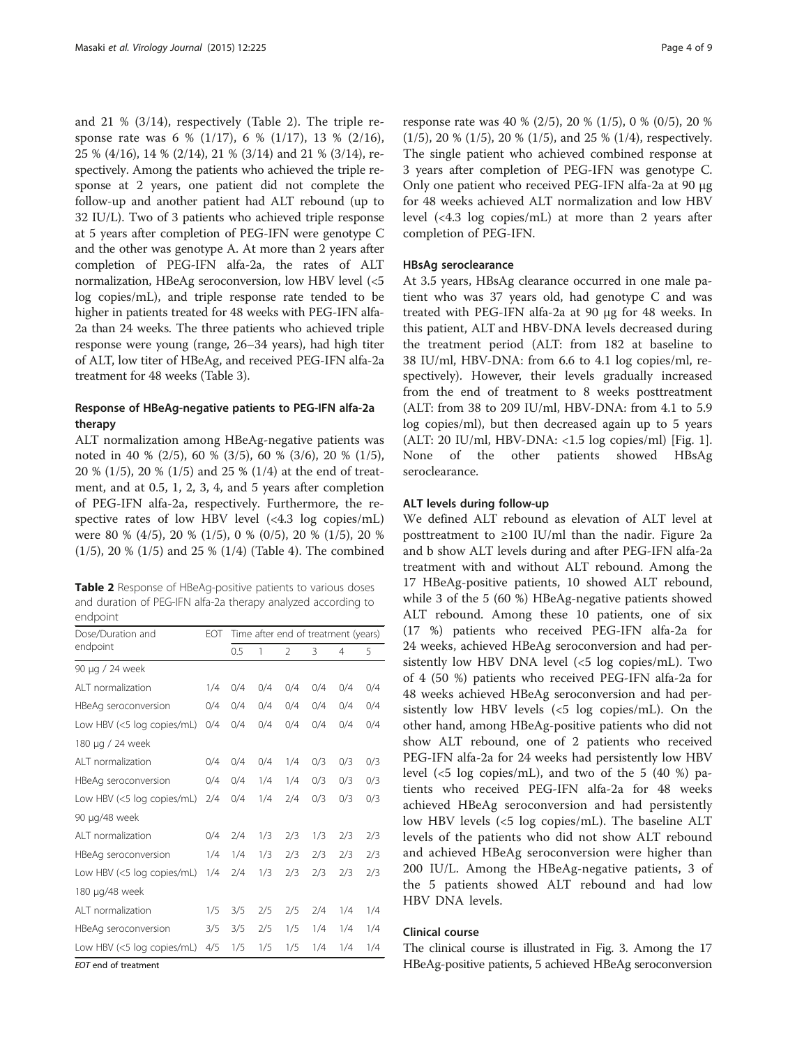and 21 % (3/14), respectively (Table 2). The triple response rate was 6 % (1/17), 6 % (1/17), 13 % (2/16), 25 % (4/16), 14 % (2/14), 21 % (3/14) and 21 % (3/14), respectively. Among the patients who achieved the triple response at 2 years, one patient did not complete the follow-up and another patient had ALT rebound (up to 32 IU/L). Two of 3 patients who achieved triple response at 5 years after completion of PEG-IFN were genotype C and the other was genotype A. At more than 2 years after completion of PEG-IFN alfa-2a, the rates of ALT normalization, HBeAg seroconversion, low HBV level (<5 log copies/mL), and triple response rate tended to be higher in patients treated for 48 weeks with PEG-IFN alfa-2a than 24 weeks. The three patients who achieved triple response were young (range, 26–34 years), had high titer of ALT, low titer of HBeAg, and received PEG-IFN alfa-2a treatment for 48 weeks (Table 3).

### Response of HBeAg-negative patients to PEG-IFN alfa-2a therapy

ALT normalization among HBeAg-negative patients was noted in 40 % (2/5), 60 % (3/5), 60 % (3/6), 20 % (1/5), 20 % (1/5), 20 % (1/5) and 25 % (1/4) at the end of treatment, and at 0.5, 1, 2, 3, 4, and 5 years after completion of PEG-IFN alfa-2a, respectively. Furthermore, the respective rates of low HBV level (<4.3 log copies/mL) were 80 % (4/5), 20 % (1/5), 0 % (0/5), 20 % (1/5), 20 % (1/5), 20 % (1/5) and 25 % (1/4) (Table 4). The combined response rate was 40 % (2/5), 20 % (1/5), 0 % (0/5), 20 % (1/5), 20 % (1/5), 20 % (1/5), and 25 % (1/4), respectively. The single patient who achieved combined response at 3 years after completion of PEG-IFN was genotype C. Only one patient who received PEG-IFN alfa-2a at 90 μg for 48 weeks achieved ALT normalization and low HBV level (<4.3 log copies/mL) at more than 2 years after completion of PEG-IFN.

**Table 2** Response of HBeAg-positive patients to various doses and duration of PEG-IFN alfa-2a therapy analyzed according to endpoint

| Dose/Duration and endpoint | EOT | Time after end of treatment (years) | | | | | |
|---|---|---|---|---|---|---|---|
| | | 0.5 | 1 | 2 | 3 | 4 | 5 |
| 90 μg / 24 week | | | | | | | |
| ALT normalization | 1/4 | 0/4 | 0/4 | 0/4 | 0/4 | 0/4 | 0/4 |
| HBeAg seroconversion | 0/4 | 0/4 | 0/4 | 0/4 | 0/4 | 0/4 | 0/4 |
| Low HBV (<5 log copies/mL) | 0/4 | 0/4 | 0/4 | 0/4 | 0/4 | 0/4 | 0/4 |
| 180 μg / 24 week | | | | | | | |
| ALT normalization | 0/4 | 0/4 | 0/4 | 1/4 | 0/3 | 0/3 | 0/3 |
| HBeAg seroconversion | 0/4 | 0/4 | 1/4 | 1/4 | 0/3 | 0/3 | 0/3 |
| Low HBV (<5 log copies/mL) | 2/4 | 0/4 | 1/4 | 2/4 | 0/3 | 0/3 | 0/3 |
| 90 μg/48 week | | | | | | | |
| ALT normalization | 0/4 | 2/4 | 1/3 | 2/3 | 1/3 | 2/3 | 2/3 |
| HBeAg seroconversion | 1/4 | 1/4 | 1/3 | 2/3 | 2/3 | 2/3 | 2/3 |
| Low HBV (<5 log copies/mL) | 1/4 | 2/4 | 1/3 | 2/3 | 2/3 | 2/3 | 2/3 |
| 180 μg/48 week | | | | | | | |
| ALT normalization | 1/5 | 3/5 | 2/5 | 2/5 | 2/4 | 1/4 | 1/4 |
| HBeAg seroconversion | 3/5 | 3/5 | 2/5 | 1/5 | 1/4 | 1/4 | 1/4 |
| Low HBV (<5 log copies/mL) | 4/5 | 1/5 | 1/5 | 1/5 | 1/4 | 1/4 | 1/4 |

*EOT* end of treatment

### HBsAg seroclearance

At 3.5 years, HBsAg clearance occurred in one male patient who was 37 years old, had genotype C and was treated with PEG-IFN alfa-2a at 90 μg for 48 weeks. In this patient, ALT and HBV-DNA levels decreased during the treatment period (ALT: from 182 at baseline to 38 IU/ml, HBV-DNA: from 6.6 to 4.1 log copies/ml, respectively). However, their levels gradually increased from the end of treatment to 8 weeks posttreatment (ALT: from 38 to 209 IU/ml, HBV-DNA: from 4.1 to 5.9 log copies/ml), but then decreased again up to 5 years (ALT: 20 IU/ml, HBV-DNA: <1.5 log copies/ml) [Fig. 1]. None of the other patients showed HBsAg seroclearance.

### ALT levels during follow-up

We defined ALT rebound as elevation of ALT level at posttreatment to ≥100 IU/ml than the nadir. Figure 2a and b show ALT levels during and after PEG-IFN alfa-2a treatment with and without ALT rebound. Among the 17 HBeAg-positive patients, 10 showed ALT rebound, while 3 of the 5 (60 %) HBeAg-negative patients showed ALT rebound. Among these 10 patients, one of six (17 %) patients who received PEG-IFN alfa-2a for 24 weeks, achieved HBeAg seroconversion and had persistently low HBV DNA level (<5 log copies/mL). Two of 4 (50 %) patients who received PEG-IFN alfa-2a for 48 weeks achieved HBeAg seroconversion and had persistently low HBV levels (<5 log copies/mL). On the other hand, among HBeAg-positive patients who did not show ALT rebound, one of 2 patients who received PEG-IFN alfa-2a for 24 weeks had persistently low HBV level (<5 log copies/mL), and two of the 5 (40 %) patients who received PEG-IFN alfa-2a for 48 weeks achieved HBeAg seroconversion and had persistently low HBV levels (<5 log copies/mL). The baseline ALT levels of the patients who did not show ALT rebound and achieved HBeAg seroconversion were higher than 200 IU/L. Among the HBeAg-negative patients, 3 of the 5 patients showed ALT rebound and had low HBV DNA levels.

### Clinical course

The clinical course is illustrated in Fig. 3. Among the 17 HBeAg-positive patients, 5 achieved HBeAg seroconversion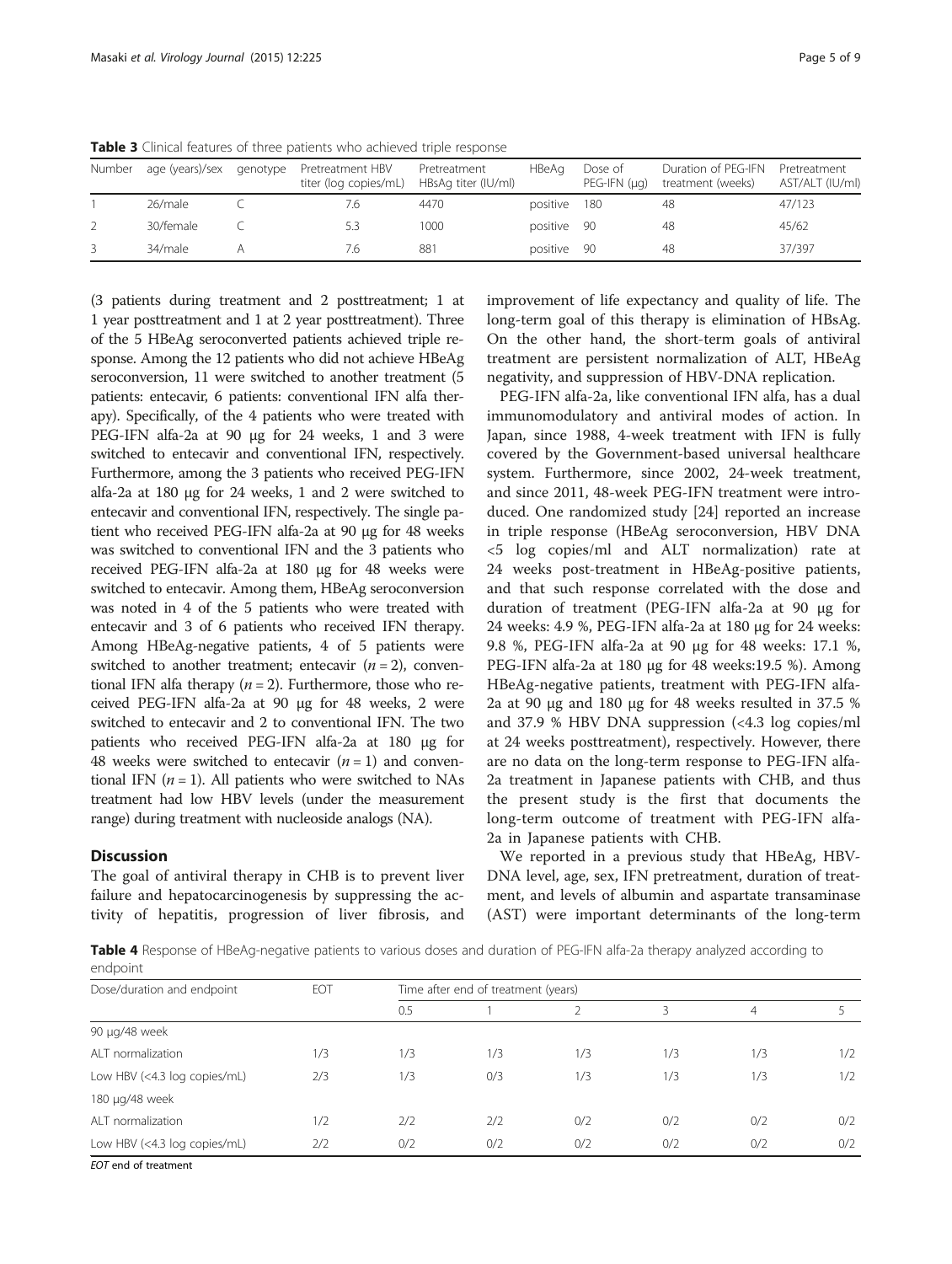**Table 3** Clinical features of three patients who achieved triple response

| Number | age (years)/sex | genotype | Pretreatment HBV titer (log copies/mL) | Pretreatment HBsAg titer (IU/ml) | HBeAg | Dose of PEG-IFN (μg) | Duration of PEG-IFN treatment (weeks) | Pretreatment AST/ALT (IU/ml) |
|---|---|---|---|---|---|---|---|---|
| 1 | 26/male | C | 7.6 | 4470 | positive | 180 | 48 | 47/123 |
| 2 | 30/female | C | 5.3 | 1000 | positive | 90 | 48 | 45/62 |
| 3 | 34/male | A | 7.6 | 881 | positive | 90 | 48 | 37/397 |

(3 patients during treatment and 2 posttreatment; 1 at 1 year posttreatment and 1 at 2 year posttreatment). Three of the 5 HBeAg seroconverted patients achieved triple response. Among the 12 patients who did not achieve HBeAg seroconversion, 11 were switched to another treatment (5 patients: entecavir, 6 patients: conventional IFN alfa therapy). Specifically, of the 4 patients who were treated with PEG-IFN alfa-2a at 90 μg for 24 weeks, 1 and 3 were switched to entecavir and conventional IFN, respectively. Furthermore, among the 3 patients who received PEG-IFN alfa-2a at 180 μg for 24 weeks, 1 and 2 were switched to entecavir and conventional IFN, respectively. The single patient who received PEG-IFN alfa-2a at 90 μg for 48 weeks was switched to conventional IFN and the 3 patients who received PEG-IFN alfa-2a at 180 μg for 48 weeks were switched to entecavir. Among them, HBeAg seroconversion was noted in 4 of the 5 patients who were treated with entecavir and 3 of 6 patients who received IFN therapy. Among HBeAg-negative patients, 4 of 5 patients were switched to another treatment; entecavir ($n = 2$), conventional IFN alfa therapy ($n = 2$). Furthermore, those who received PEG-IFN alfa-2a at 90 μg for 48 weeks, 2 were switched to entecavir and 2 to conventional IFN. The two patients who received PEG-IFN alfa-2a at 180 μg for 48 weeks were switched to entecavir ($n = 1$) and conventional IFN ($n = 1$). All patients who were switched to NAs treatment had low HBV levels (under the measurement range) during treatment with nucleoside analogs (NA).

## Discussion

The goal of antiviral therapy in CHB is to prevent liver failure and hepatocarcinogenesis by suppressing the activity of hepatitis, progression of liver fibrosis, and improvement of life expectancy and quality of life. The long-term goal of this therapy is elimination of HBsAg. On the other hand, the short-term goals of antiviral treatment are persistent normalization of ALT, HBeAg negativity, and suppression of HBV-DNA replication.

PEG-IFN alfa-2a, like conventional IFN alfa, has a dual immunomodulatory and antiviral modes of action. In Japan, since 1988, 4-week treatment with IFN is fully covered by the Government-based universal healthcare system. Furthermore, since 2002, 24-week treatment, and since 2011, 48-week PEG-IFN treatment were introduced. One randomized study [24] reported an increase in triple response (HBeAg seroconversion, HBV DNA <5 log copies/ml and ALT normalization) rate at 24 weeks post-treatment in HBeAg-positive patients, and that such response correlated with the dose and duration of treatment (PEG-IFN alfa-2a at 90 μg for 24 weeks: 4.9 %, PEG-IFN alfa-2a at 180 μg for 24 weeks: 9.8 %, PEG-IFN alfa-2a at 90 μg for 48 weeks: 17.1 %, PEG-IFN alfa-2a at 180 μg for 48 weeks:19.5 %). Among HBeAg-negative patients, treatment with PEG-IFN alfa-2a at 90 μg and 180 μg for 48 weeks resulted in 37.5 % and 37.9 % HBV DNA suppression (<4.3 log copies/ml at 24 weeks posttreatment), respectively. However, there are no data on the long-term response to PEG-IFN alfa-2a treatment in Japanese patients with CHB, and thus the present study is the first that documents the long-term outcome of treatment with PEG-IFN alfa-2a in Japanese patients with CHB.

We reported in a previous study that HBeAg, HBV-DNA level, age, sex, IFN pretreatment, duration of treatment, and levels of albumin and aspartate transaminase (AST) were important determinants of the long-term

**Table 4** Response of HBeAg-negative patients to various doses and duration of PEG-IFN alfa-2a therapy analyzed according to endpoint

| Dose/duration and endpoint | EOT | Time after end of treatment (years) | | | | | |
|---|---|---|---|---|---|---|---|
| | | 0.5 | 1 | 2 | 3 | 4 | 5 |
| 90 μg/48 week | | | | | | | |
| ALT normalization | 1/3 | 1/3 | 1/3 | 1/3 | 1/3 | 1/3 | 1/2 |
| Low HBV (<4.3 log copies/mL) | 2/3 | 1/3 | 0/3 | 1/3 | 1/3 | 1/3 | 1/2 |
| 180 μg/48 week | | | | | | | |
| ALT normalization | 1/2 | 2/2 | 2/2 | 0/2 | 0/2 | 0/2 | 0/2 |
| Low HBV (<4.3 log copies/mL) | 2/2 | 0/2 | 0/2 | 0/2 | 0/2 | 0/2 | 0/2 |

*EOT* end of treatment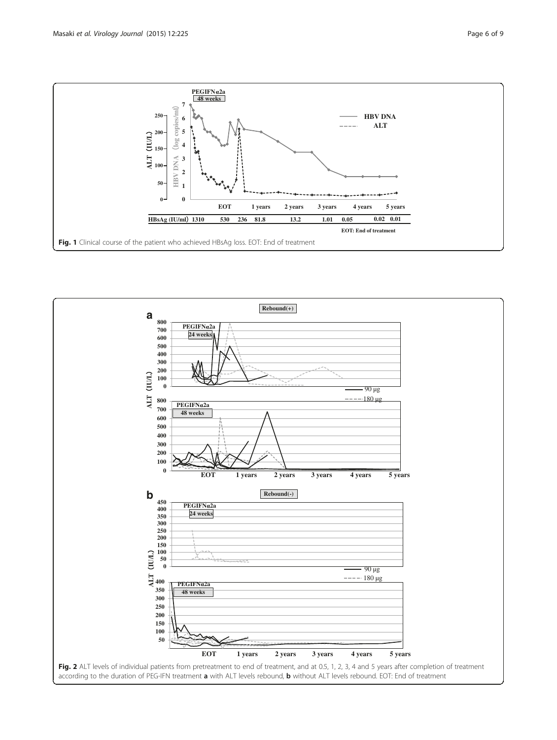PEGIFNα2a
48 weeks

7
6
5
4
3
2
1
0

250
200
150
100
50
0

ALT (IU/L)
HBV DNA (log copies/ml)

HBV DNA
ALT

EOT
1 years
2 years
3 years
4 years
5 years

HBsAg (IU/ml) 1310 530 236 81.8 13.2 1.01 0.05 0.02 0.01

EOT: End of treatment

**Fig. 1** Clinical course of the patient who achieved HBsAg loss. EOT: End of treatment

**a**

Rebound(+)

PEGIFNα2a
24 weeks

800
700
600
500
400
300
200
100
0

ALT (IU/L)

90 μg
180 μg

PEGIFNα2a
48 weeks

800
700
600
500
400
300
200
100
0

EOT
1 years
2 years
3 years
4 years
5 years

**b**

Rebound(-)

PEGIFNα2a
24 weeks

450
400
350
300
250
200
150
100
50
0

ALT (IU/L)

90 μg
180 μg

PEGIFNα2a
48 weeks

400
350
300
250
200
150
100
50

EOT
1 years
2 years
3 years
4 years
5 years

**Fig. 2** ALT levels of individual patients from pretreatment to end of treatment, and at 0.5, 1, 2, 3, 4 and 5 years after completion of treatment according to the duration of PEG-IFN treatment **a** with ALT levels rebound, **b** without ALT levels rebound. EOT: End of treatment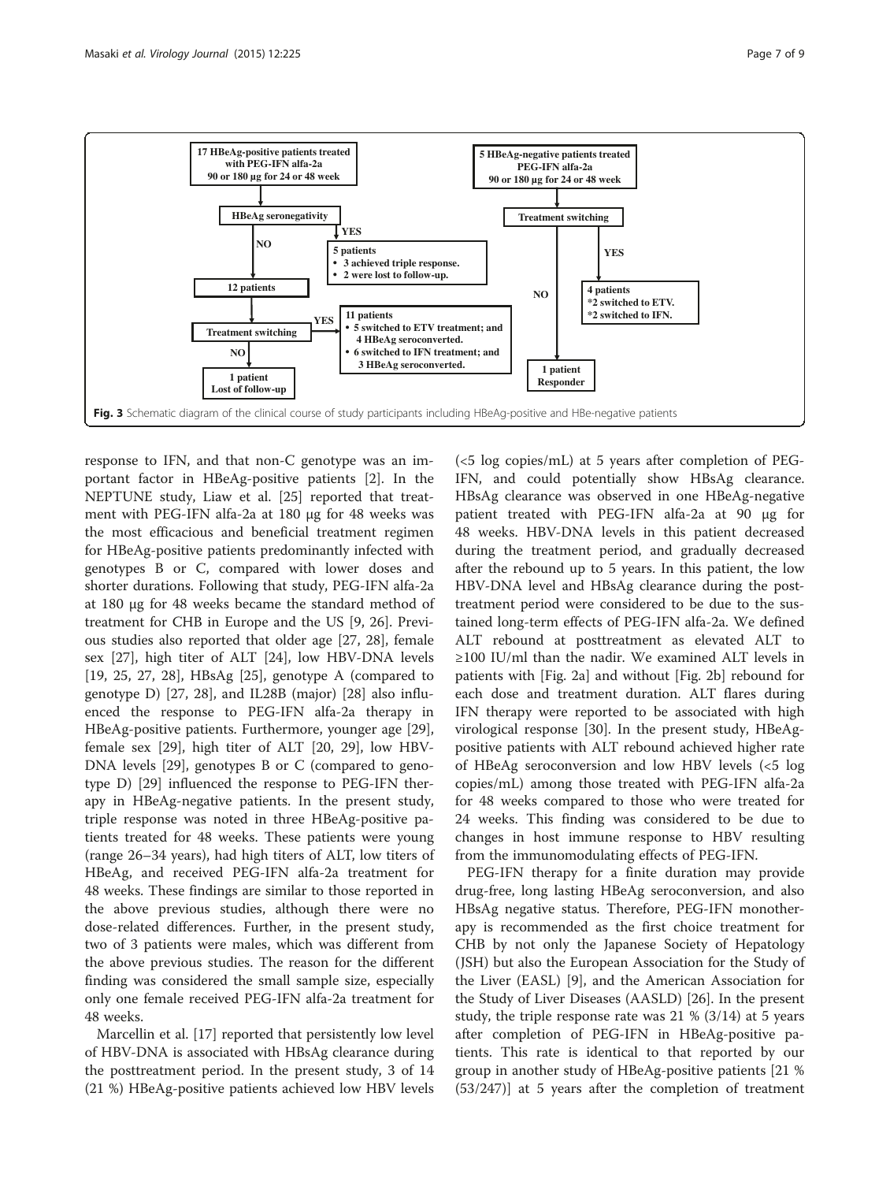17 HBeAg-positive patients treated with PEG-IFN alfa-2a 90 or 180 μg for 24 or 48 week

HBeAg seronegativity

YES

5 patients
• 3 achieved triple response.
• 2 were lost to follow-up.

NO

12 patients

Treatment switching

YES

11 patients
• 5 switched to ETV treatment; and 4 HBeAg seroconverted.
• 6 switched to IFN treatment; and 3 HBeAg seroconverted.

NO

1 patient
Lost of follow-up

5 HBeAg-negative patients treated PEG-IFN alfa-2a 90 or 180 μg for 24 or 48 week

Treatment switching

YES

4 patients
*2 switched to ETV.
*2 switched to IFN.

NO

1 patient
Responder

**Fig. 3** Schematic diagram of the clinical course of study participants including HBeAg-positive and HBe-negative patients

response to IFN, and that non-C genotype was an important factor in HBeAg-positive patients [2]. In the NEPTUNE study, Liaw et al. [25] reported that treatment with PEG-IFN alfa-2a at 180 μg for 48 weeks was the most efficacious and beneficial treatment regimen for HBeAg-positive patients predominantly infected with genotypes B or C, compared with lower doses and shorter durations. Following that study, PEG-IFN alfa-2a at 180 μg for 48 weeks became the standard method of treatment for CHB in Europe and the US [9, 26]. Previous studies also reported that older age [27, 28], female sex [27], high titer of ALT [24], low HBV-DNA levels [19, 25, 27, 28], HBsAg [25], genotype A (compared to genotype D) [27, 28], and IL28B (major) [28] also influenced the response to PEG-IFN alfa-2a therapy in HBeAg-positive patients. Furthermore, younger age [29], female sex [29], high titer of ALT [20, 29], low HBV-DNA levels [29], genotypes B or C (compared to genotype D) [29] influenced the response to PEG-IFN therapy in HBeAg-negative patients. In the present study, triple response was noted in three HBeAg-positive patients treated for 48 weeks. These patients were young (range 26–34 years), had high titers of ALT, low titers of HBeAg, and received PEG-IFN alfa-2a treatment for 48 weeks. These findings are similar to those reported in the above previous studies, although there were no dose-related differences. Further, in the present study, two of 3 patients were males, which was different from the above previous studies. The reason for the different finding was considered the small sample size, especially only one female received PEG-IFN alfa-2a treatment for 48 weeks.

Marcellin et al. [17] reported that persistently low level of HBV-DNA is associated with HBsAg clearance during the posttreatment period. In the present study, 3 of 14 (21 %) HBeAg-positive patients achieved low HBV levels (<5 log copies/mL) at 5 years after completion of PEG-IFN, and could potentially show HBsAg clearance. HBsAg clearance was observed in one HBeAg-negative patient treated with PEG-IFN alfa-2a at 90 μg for 48 weeks. HBV-DNA levels in this patient decreased during the treatment period, and gradually decreased after the rebound up to 5 years. In this patient, the low HBV-DNA level and HBsAg clearance during the posttreatment period were considered to be due to the sustained long-term effects of PEG-IFN alfa-2a. We defined ALT rebound at posttreatment as elevated ALT to ≥100 IU/ml than the nadir. We examined ALT levels in patients with [Fig. 2a] and without [Fig. 2b] rebound for each dose and treatment duration. ALT flares during IFN therapy were reported to be associated with high virological response [30]. In the present study, HBeAg-positive patients with ALT rebound achieved higher rate of HBeAg seroconversion and low HBV levels (<5 log copies/mL) among those treated with PEG-IFN alfa-2a for 48 weeks compared to those who were treated for 24 weeks. This finding was considered to be due to changes in host immune response to HBV resulting from the immunomodulating effects of PEG-IFN.

PEG-IFN therapy for a finite duration may provide drug-free, long lasting HBeAg seroconversion, and also HBsAg negative status. Therefore, PEG-IFN monotherapy is recommended as the first choice treatment for CHB by not only the Japanese Society of Hepatology (JSH) but also the European Association for the Study of the Liver (EASL) [9], and the American Association for the Study of Liver Diseases (AASLD) [26]. In the present study, the triple response rate was 21 % (3/14) at 5 years after completion of PEG-IFN in HBeAg-positive patients. This rate is identical to that reported by our group in another study of HBeAg-positive patients [21 % (53/247)] at 5 years after the completion of treatment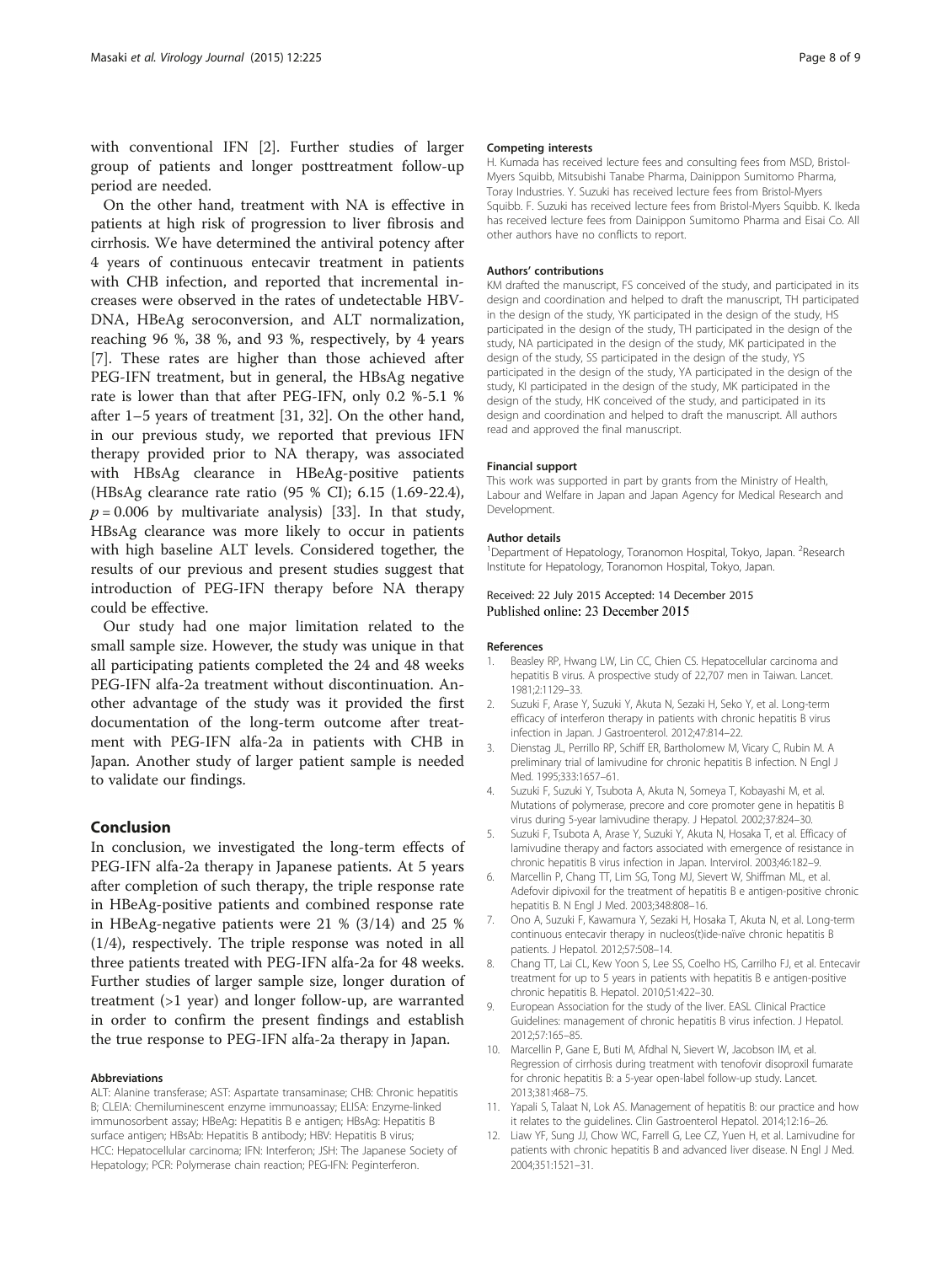with conventional IFN [2]. Further studies of larger group of patients and longer posttreatment follow-up period are needed.

On the other hand, treatment with NA is effective in patients at high risk of progression to liver fibrosis and cirrhosis. We have determined the antiviral potency after 4 years of continuous entecavir treatment in patients with CHB infection, and reported that incremental increases were observed in the rates of undetectable HBV-DNA, HBeAg seroconversion, and ALT normalization, reaching 96 %, 38 %, and 93 %, respectively, by 4 years [7]. These rates are higher than those achieved after PEG-IFN treatment, but in general, the HBsAg negative rate is lower than that after PEG-IFN, only 0.2 %-5.1 % after 1–5 years of treatment [31, 32]. On the other hand, in our previous study, we reported that previous IFN therapy provided prior to NA therapy, was associated with HBsAg clearance in HBeAg-positive patients (HBsAg clearance rate ratio (95 % CI); 6.15 (1.69-22.4), $p = 0.006$ by multivariate analysis) [33]. In that study, HBsAg clearance was more likely to occur in patients with high baseline ALT levels. Considered together, the results of our previous and present studies suggest that introduction of PEG-IFN therapy before NA therapy could be effective.

Our study had one major limitation related to the small sample size. However, the study was unique in that all participating patients completed the 24 and 48 weeks PEG-IFN alfa-2a treatment without discontinuation. Another advantage of the study was it provided the first documentation of the long-term outcome after treatment with PEG-IFN alfa-2a in patients with CHB in Japan. Another study of larger patient sample is needed to validate our findings.

## Conclusion

In conclusion, we investigated the long-term effects of PEG-IFN alfa-2a therapy in Japanese patients. At 5 years after completion of such therapy, the triple response rate in HBeAg-positive patients and combined response rate in HBeAg-negative patients were 21 % (3/14) and 25 % (1/4), respectively. The triple response was noted in all three patients treated with PEG-IFN alfa-2a for 48 weeks. Further studies of larger sample size, longer duration of treatment (>1 year) and longer follow-up, are warranted in order to confirm the present findings and establish the true response to PEG-IFN alfa-2a therapy in Japan.

#### Abbreviations

ALT: Alanine transferase; AST: Aspartate transaminase; CHB: Chronic hepatitis B; CLEIA: Chemiluminescent enzyme immunoassay; ELISA: Enzyme-linked immunosorbent assay; HBeAg: Hepatitis B e antigen; HBsAg: Hepatitis B surface antigen; HBsAb: Hepatitis B antibody; HBV: Hepatitis B virus; HCC: Hepatocellular carcinoma; IFN: Interferon; JSH: The Japanese Society of Hepatology; PCR: Polymerase chain reaction; PEG-IFN: Peginterferon.

#### Competing interests

H. Kumada has received lecture fees and consulting fees from MSD, Bristol-Myers Squibb, Mitsubishi Tanabe Pharma, Dainippon Sumitomo Pharma, Toray Industries. Y. Suzuki has received lecture fees from Bristol-Myers Squibb. F. Suzuki has received lecture fees from Bristol-Myers Squibb. K. Ikeda has received lecture fees from Dainippon Sumitomo Pharma and Eisai Co. All other authors have no conflicts to report.

#### Authors' contributions

KM drafted the manuscript, FS conceived of the study, and participated in its design and coordination and helped to draft the manuscript, TH participated in the design of the study, YK participated in the design of the study, HS participated in the design of the study, TH participated in the design of the study, NA participated in the design of the study, MK participated in the design of the study, SS participated in the design of the study, YS participated in the design of the study, YA participated in the design of the study, KI participated in the design of the study, MK participated in the design of the study, HK conceived of the study, and participated in its design and coordination and helped to draft the manuscript. All authors read and approved the final manuscript.

#### Financial support

This work was supported in part by grants from the Ministry of Health, Labour and Welfare in Japan and Japan Agency for Medical Research and Development.

#### Author details

[1]Department of Hepatology, Toranomon Hospital, Tokyo, Japan. [2]Research Institute for Hepatology, Toranomon Hospital, Tokyo, Japan.

Received: 22 July 2015 Accepted: 14 December 2015
Published online: 23 December 2015

#### References

1. Beasley RP, Hwang LW, Lin CC, Chien CS. Hepatocellular carcinoma and hepatitis B virus. A prospective study of 22,707 men in Taiwan. Lancet. 1981;2:1129–33.
2. Suzuki F, Arase Y, Suzuki Y, Akuta N, Sezaki H, Seko Y, et al. Long-term efficacy of interferon therapy in patients with chronic hepatitis B virus infection in Japan. J Gastroenterol. 2012;47:814–22.
3. Dienstag JL, Perrillo RP, Schiff ER, Bartholomew M, Vicary C, Rubin M. A preliminary trial of lamivudine for chronic hepatitis B infection. N Engl J Med. 1995;333:1657–61.
4. Suzuki F, Suzuki Y, Tsubota A, Akuta N, Someya T, Kobayashi M, et al. Mutations of polymerase, precore and core promoter gene in hepatitis B virus during 5-year lamivudine therapy. J Hepatol. 2002;37:824–30.
5. Suzuki F, Tsubota A, Arase Y, Suzuki Y, Akuta N, Hosaka T, et al. Efficacy of lamivudine therapy and factors associated with emergence of resistance in chronic hepatitis B virus infection in Japan. Intervirol. 2003;46:182–9.
6. Marcellin P, Chang TT, Lim SG, Tong MJ, Sievert W, Shiffman ML, et al. Adefovir dipivoxil for the treatment of hepatitis B e antigen-positive chronic hepatitis B. N Engl J Med. 2003;348:808–16.
7. Ono A, Suzuki F, Kawamura Y, Sezaki H, Hosaka T, Akuta N, et al. Long-term continuous entecavir therapy in nucleos(t)ide-naïve chronic hepatitis B patients. J Hepatol. 2012;57:508–14.
8. Chang TT, Lai CL, Kew Yoon S, Lee SS, Coelho HS, Carrilho FJ, et al. Entecavir treatment for up to 5 years in patients with hepatitis B e antigen-positive chronic hepatitis B. Hepatol. 2010;51:422–30.
9. European Association for the study of the liver. EASL Clinical Practice Guidelines: management of chronic hepatitis B virus infection. J Hepatol. 2012;57:165–85.
10. Marcellin P, Gane E, Buti M, Afdhal N, Sievert W, Jacobson IM, et al. Regression of cirrhosis during treatment with tenofovir disoproxil fumarate for chronic hepatitis B: a 5-year open-label follow-up study. Lancet. 2013;381:468–75.
11. Yapali S, Talaat N, Lok AS. Management of hepatitis B: our practice and how it relates to the guidelines. Clin Gastroenterol Hepatol. 2014;12:16–26.
12. Liaw YF, Sung JJ, Chow WC, Farrell G, Lee CZ, Yuen H, et al. Lamivudine for patients with chronic hepatitis B and advanced liver disease. N Engl J Med. 2004;351:1521–31.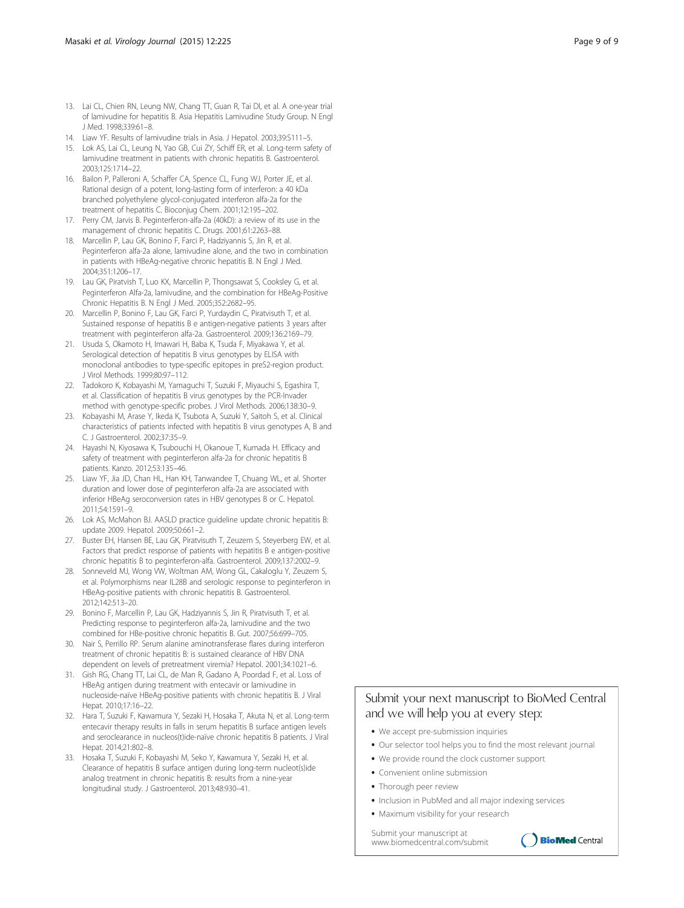13. Lai CL, Chien RN, Leung NW, Chang TT, Guan R, Tai DI, et al. A one-year trial of lamivudine for hepatitis B. Asia Hepatitis Lamivudine Study Group. N Engl J Med. 1998;339:61–8.
14. Liaw YF. Results of lamivudine trials in Asia. J Hepatol. 2003;39:S111–5.
15. Lok AS, Lai CL, Leung N, Yao GB, Cui ZY, Schiff ER, et al. Long-term safety of lamivudine treatment in patients with chronic hepatitis B. Gastroenterol. 2003;125:1714–22.
16. Bailon P, Palleroni A, Schaffer CA, Spence CL, Fung WJ, Porter JE, et al. Rational design of a potent, long-lasting form of interferon: a 40 kDa branched polyethylene glycol-conjugated interferon alfa-2a for the treatment of hepatitis C. Bioconjug Chem. 2001;12:195–202.
17. Perry CM, Jarvis B. Peginterferon-alfa-2a (40kD): a review of its use in the management of chronic hepatitis C. Drugs. 2001;61:2263–88.
18. Marcellin P, Lau GK, Bonino F, Farci P, Hadziyannis S, Jin R, et al. Peginterferon alfa-2a alone, lamivudine alone, and the two in combination in patients with HBeAg-negative chronic hepatitis B. N Engl J Med. 2004;351:1206–17.
19. Lau GK, Piratvish T, Luo KX, Marcellin P, Thongsawat S, Cooksley G, et al. Peginterferon Alfa-2a, lamivudine, and the combination for HBeAg-Positive Chronic Hepatitis B. N Engl J Med. 2005;352:2682–95.
20. Marcellin P, Bonino F, Lau GK, Farci P, Yurdaydin C, Piratvisuth T, et al. Sustained response of hepatitis B e antigen-negative patients 3 years after treatment with peginterferon alfa-2a. Gastroenterol. 2009;136:2169–79.
21. Usuda S, Okamoto H, Imawari H, Baba K, Tsuda F, Miyakawa Y, et al. Serological detection of hepatitis B virus genotypes by ELISA with monoclonal antibodies to type-specific epitopes in preS2-region product. J Virol Methods. 1999;80:97–112.
22. Tadokoro K, Kobayashi M, Yamaguchi T, Suzuki F, Miyauchi S, Egashira T, et al. Classification of hepatitis B virus genotypes by the PCR-Invader method with genotype-specific probes. J Virol Methods. 2006;138:30–9.
23. Kobayashi M, Arase Y, Ikeda K, Tsubota A, Suzuki Y, Saitoh S, et al. Clinical characteristics of patients infected with hepatitis B virus genotypes A, B and C. J Gastroenterol. 2002;37:35–9.
24. Hayashi N, Kiyosawa K, Tsubouchi H, Okanoue T, Kumada H. Efficacy and safety of treatment with peginterferon alfa-2a for chronic hepatitis B patients. Kanzo. 2012;53:135–46.
25. Liaw YF, Jia JD, Chan HL, Han KH, Tanwandee T, Chuang WL, et al. Shorter duration and lower dose of peginterferon alfa-2a are associated with inferior HBeAg seroconversion rates in HBV genotypes B or C. Hepatol. 2011;54:1591–9.
26. Lok AS, McMahon BJ. AASLD practice guideline update chronic hepatitis B: update 2009. Hepatol. 2009;50:661–2.
27. Buster EH, Hansen BE, Lau GK, Piratvisuth T, Zeuzem S, Steyerberg EW, et al. Factors that predict response of patients with hepatitis B e antigen-positive chronic hepatitis B to peginterferon-alfa. Gastroenterol. 2009;137:2002–9.
28. Sonneveld MJ, Wong VW, Woltman AM, Wong GL, Cakaloglu Y, Zeuzem S, et al. Polymorphisms near IL28B and serologic response to peginterferon in HBeAg-positive patients with chronic hepatitis B. Gastroenterol. 2012;142:513–20.
29. Bonino F, Marcellin P, Lau GK, Hadziyannis S, Jin R, Piratvisuth T, et al. Predicting response to peginterferon alfa-2a, lamivudine and the two combined for HBe-positive chronic hepatitis B. Gut. 2007;56:699–705.
30. Nair S, Perrillo RP. Serum alanine aminotransferase flares during interferon treatment of chronic hepatitis B: is sustained clearance of HBV DNA dependent on levels of pretreatment viremia? Hepatol. 2001;34:1021–6.
31. Gish RG, Chang TT, Lai CL, de Man R, Gadano A, Poordad F, et al. Loss of HBeAg antigen during treatment with entecavir or lamivudine in nucleoside-naïve HBeAg-positive patients with chronic hepatitis B. J Viral Hepat. 2010;17:16–22.
32. Hara T, Suzuki F, Kawamura Y, Sezaki H, Hosaka T, Akuta N, et al. Long-term entecavir therapy results in falls in serum hepatitis B surface antigen levels and seroclearance in nucleos(t)ide-naïve chronic hepatitis B patients. J Viral Hepat. 2014;21:802–8.
33. Hosaka T, Suzuki F, Kobayashi M, Seko Y, Kawamura Y, Sezaki H, et al. Clearance of hepatitis B surface antigen during long-term nucleot(s)ide analog treatment in chronic hepatitis B: results from a nine-year longitudinal study. J Gastroenterol. 2013;48:930–41.

Submit your next manuscript to BioMed Central and we will help you at every step:

- We accept pre-submission inquiries
- Our selector tool helps you to find the most relevant journal
- We provide round the clock customer support
- Convenient online submission
- Thorough peer review
- Inclusion in PubMed and all major indexing services
- Maximum visibility for your research

Submit your manuscript at www.biomedcentral.com/submit

BioMed Central